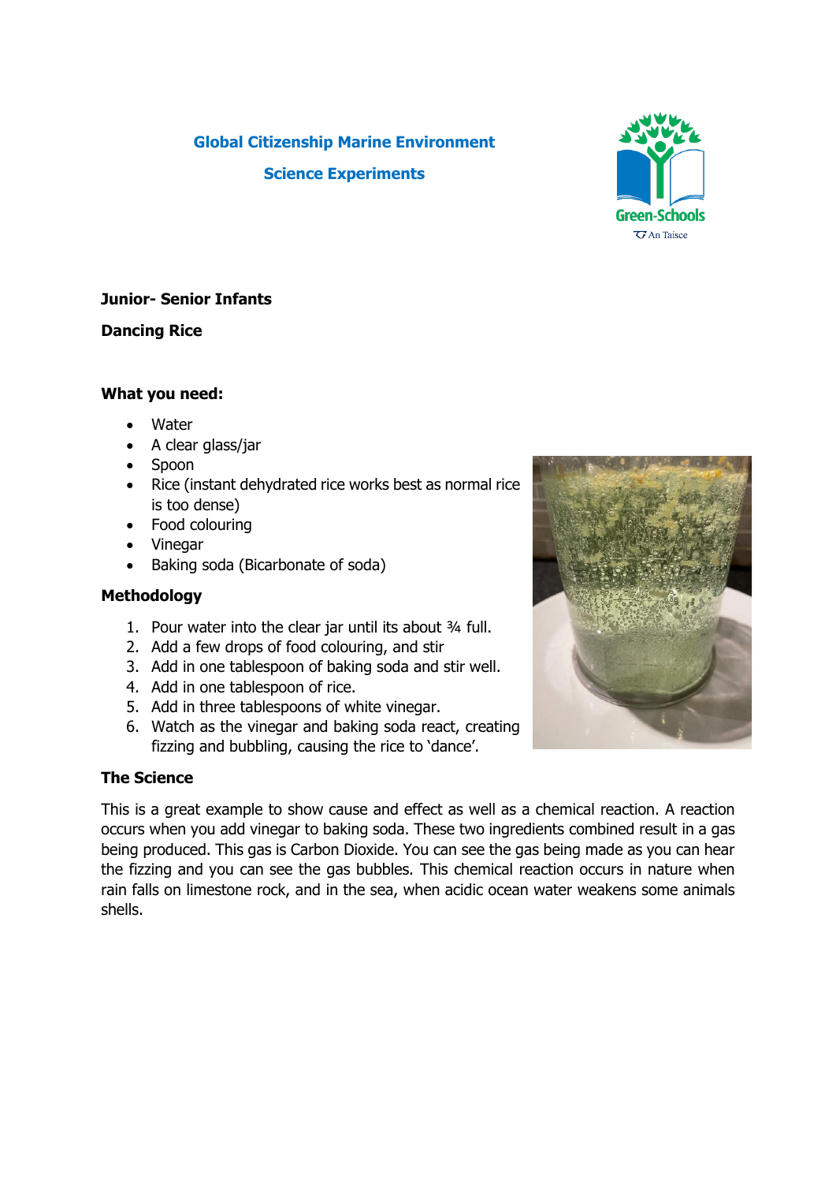# Global Citizenship Marine Environment

## Science Experiments

**Junior- Senior Infants**

**Dancing Rice**

**What you need:**

- Water
- A clear glass/jar
- Spoon
- Rice (instant dehydrated rice works best as normal rice is too dense)
- Food colouring
- Vinegar
- Baking soda (Bicarbonate of soda)

**Methodology**

1. Pour water into the clear jar until its about ¾ full.
2. Add a few drops of food colouring, and stir
3. Add in one tablespoon of baking soda and stir well.
4. Add in one tablespoon of rice.
5. Add in three tablespoons of white vinegar.
6. Watch as the vinegar and baking soda react, creating fizzing and bubbling, causing the rice to 'dance'.

**The Science**

This is a great example to show cause and effect as well as a chemical reaction. A reaction occurs when you add vinegar to baking soda. These two ingredients combined result in a gas being produced. This gas is Carbon Dioxide. You can see the gas being made as you can hear the fizzing and you can see the gas bubbles. This chemical reaction occurs in nature when rain falls on limestone rock, and in the sea, when acidic ocean water weakens some animals shells.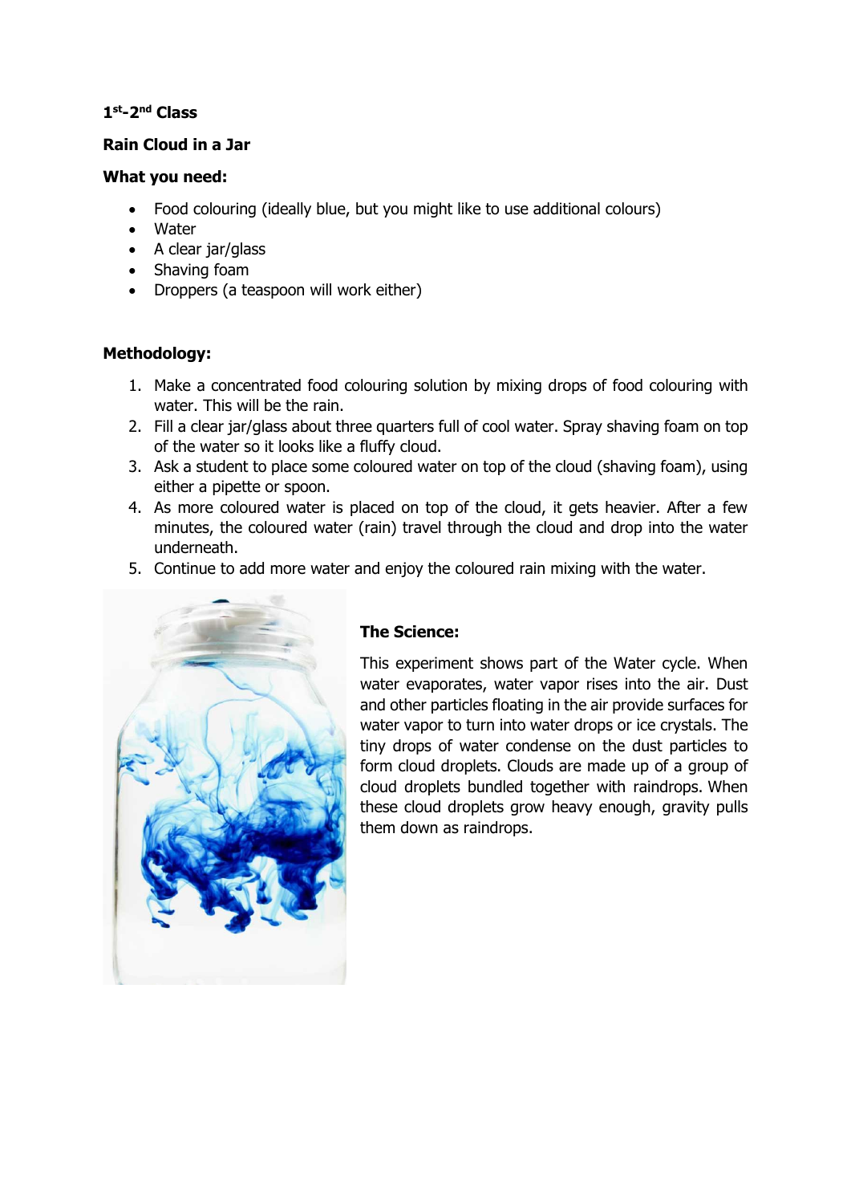**1st-2nd Class**

**Rain Cloud in a Jar**

**What you need:**

- Food colouring (ideally blue, but you might like to use additional colours)
- Water
- A clear jar/glass
- Shaving foam
- Droppers (a teaspoon will work either)

**Methodology:**

1. Make a concentrated food colouring solution by mixing drops of food colouring with water. This will be the rain.
2. Fill a clear jar/glass about three quarters full of cool water. Spray shaving foam on top of the water so it looks like a fluffy cloud.
3. Ask a student to place some coloured water on top of the cloud (shaving foam), using either a pipette or spoon.
4. As more coloured water is placed on top of the cloud, it gets heavier. After a few minutes, the coloured water (rain) travel through the cloud and drop into the water underneath.
5. Continue to add more water and enjoy the coloured rain mixing with the water.

**The Science:**

This experiment shows part of the Water cycle. When water evaporates, water vapor rises into the air. Dust and other particles floating in the air provide surfaces for water vapor to turn into water drops or ice crystals. The tiny drops of water condense on the dust particles to form cloud droplets. Clouds are made up of a group of cloud droplets bundled together with raindrops. When these cloud droplets grow heavy enough, gravity pulls them down as raindrops.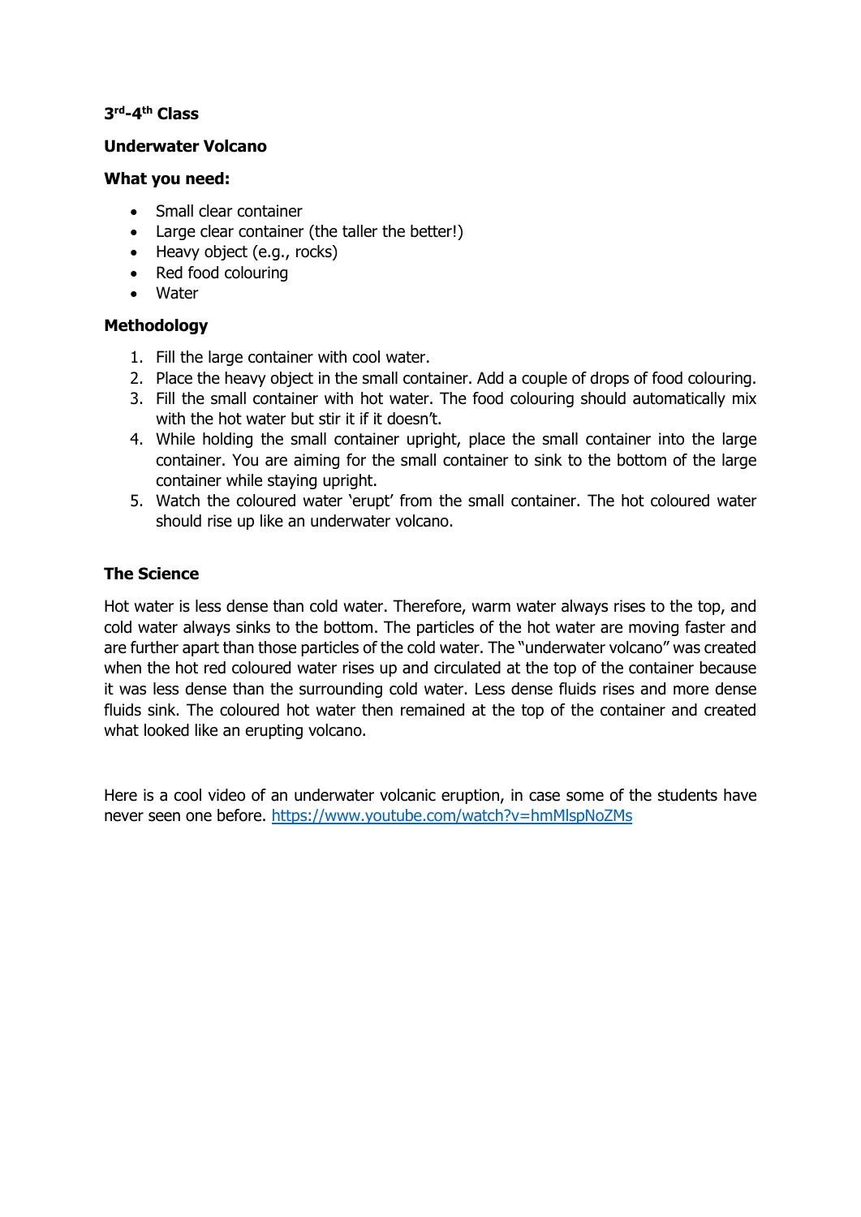**3rd-4th Class**

**Underwater Volcano**

**What you need:**

- Small clear container
- Large clear container (the taller the better!)
- Heavy object (e.g., rocks)
- Red food colouring
- Water

**Methodology**

1. Fill the large container with cool water.
2. Place the heavy object in the small container. Add a couple of drops of food colouring.
3. Fill the small container with hot water. The food colouring should automatically mix with the hot water but stir it if it doesn't.
4. While holding the small container upright, place the small container into the large container. You are aiming for the small container to sink to the bottom of the large container while staying upright.
5. Watch the coloured water 'erupt' from the small container. The hot coloured water should rise up like an underwater volcano.

**The Science**

Hot water is less dense than cold water. Therefore, warm water always rises to the top, and cold water always sinks to the bottom. The particles of the hot water are moving faster and are further apart than those particles of the cold water. The "underwater volcano" was created when the hot red coloured water rises up and circulated at the top of the container because it was less dense than the surrounding cold water. Less dense fluids rises and more dense fluids sink. The coloured hot water then remained at the top of the container and created what looked like an erupting volcano.

Here is a cool video of an underwater volcanic eruption, in case some of the students have never seen one before. https://www.youtube.com/watch?v=hmMlspNoZMs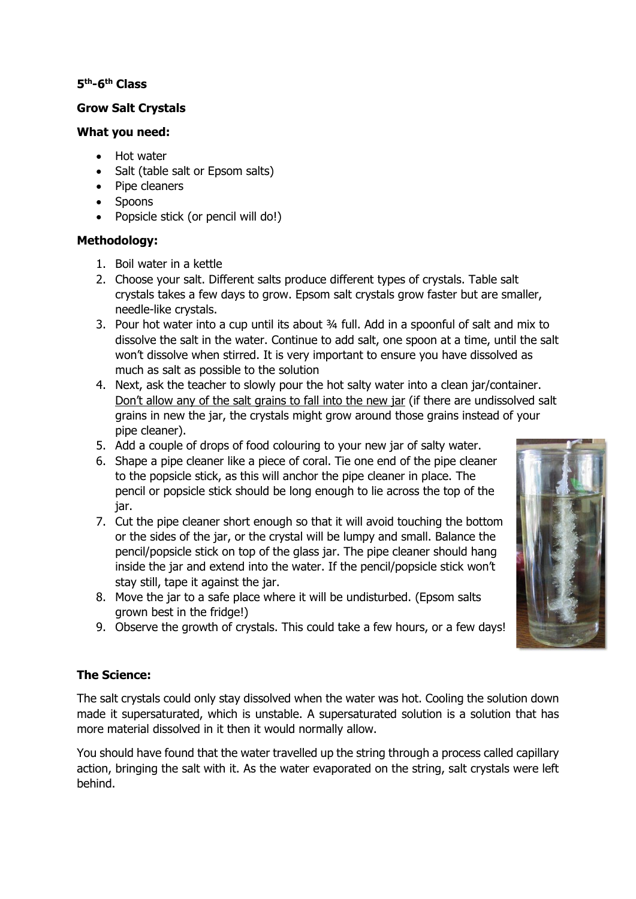**5th-6th Class**

**Grow Salt Crystals**

**What you need:**

- Hot water
- Salt (table salt or Epsom salts)
- Pipe cleaners
- Spoons
- Popsicle stick (or pencil will do!)

**Methodology:**

1. Boil water in a kettle
2. Choose your salt. Different salts produce different types of crystals. Table salt crystals takes a few days to grow. Epsom salt crystals grow faster but are smaller, needle-like crystals.
3. Pour hot water into a cup until its about ¾ full. Add in a spoonful of salt and mix to dissolve the salt in the water. Continue to add salt, one spoon at a time, until the salt won't dissolve when stirred. It is very important to ensure you have dissolved as much as salt as possible to the solution
4. Next, ask the teacher to slowly pour the hot salty water into a clean jar/container. <u>Don't allow any of the salt grains to fall into the new jar</u> (if there are undissolved salt grains in new the jar, the crystals might grow around those grains instead of your pipe cleaner).
5. Add a couple of drops of food colouring to your new jar of salty water.
6. Shape a pipe cleaner like a piece of coral. Tie one end of the pipe cleaner to the popsicle stick, as this will anchor the pipe cleaner in place. The pencil or popsicle stick should be long enough to lie across the top of the jar.
7. Cut the pipe cleaner short enough so that it will avoid touching the bottom or the sides of the jar, or the crystal will be lumpy and small. Balance the pencil/popsicle stick on top of the glass jar. The pipe cleaner should hang inside the jar and extend into the water. If the pencil/popsicle stick won't stay still, tape it against the jar.
8. Move the jar to a safe place where it will be undisturbed. (Epsom salts grown best in the fridge!)
9. Observe the growth of crystals. This could take a few hours, or a few days!

**The Science:**

The salt crystals could only stay dissolved when the water was hot. Cooling the solution down made it supersaturated, which is unstable. A supersaturated solution is a solution that has more material dissolved in it then it would normally allow.

You should have found that the water travelled up the string through a process called capillary action, bringing the salt with it. As the water evaporated on the string, salt crystals were left behind.